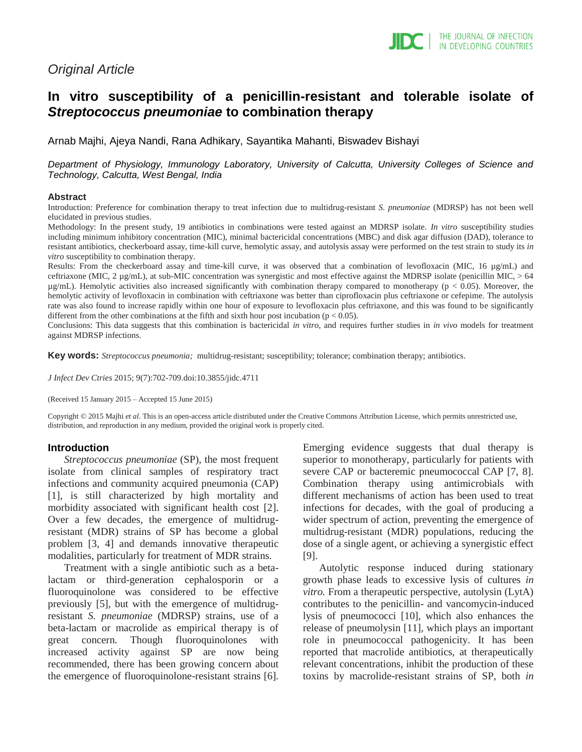*Original Article*

# In vitro susceptibility of a penicillin-resistant and tolerable isolate of *Streptococcus pneumoniae* to combination therapy

Arnab Majhi, Ajeya Nandi, Rana Adhikary, Sayantika Mahanti, Biswadev Bishayi

*Department of Physiology, Immunology Laboratory, University of Calcutta, University Colleges of Science and Technology, Calcutta, West Bengal, India*

## Abstract

Introduction: Preference for combination therapy to treat infection due to multidrug-resistant *S. pneumoniae* (MDRSP) has not been well elucidated in previous studies.

Methodology: In the present study, 19 antibiotics in combinations were tested against an MDRSP isolate. *In vitro* susceptibility studies including minimum inhibitory concentration (MIC), minimal bactericidal concentrations (MBC) and disk agar diffusion (DAD), tolerance to resistant antibiotics, checkerboard assay, time-kill curve, hemolytic assay, and autolysis assay were performed on the test strain to study its *in vitro* susceptibility to combination therapy.

Results: From the checkerboard assay and time-kill curve, it was observed that a combination of levofloxacin (MIC, 16 µg/mL) and ceftriaxone (MIC, 2 µg/mL), at sub-MIC concentration was synergistic and most effective against the MDRSP isolate (penicillin MIC, > 64 µg/mL). Hemolytic activities also increased significantly with combination therapy compared to monotherapy ($p < 0.05$). Moreover, the hemolytic activity of levofloxacin in combination with ceftriaxone was better than ciprofloxacin plus ceftriaxone or cefepime. The autolysis rate was also found to increase rapidly within one hour of exposure to levofloxacin plus ceftriaxone, and this was found to be significantly different from the other combinations at the fifth and sixth hour post incubation ($p < 0.05$).

Conclusions: This data suggests that this combination is bactericidal *in vitro*, and requires further studies in *in vivo* models for treatment against MDRSP infections.

**Key words:** *Streptococcus pneumonia;* multidrug-resistant; susceptibility; tolerance; combination therapy; antibiotics.

*J Infect Dev Ctries* 2015; 9(7):702-709.doi:10.3855/jidc.4711

(Received 15 January 2015 – Accepted 15 June 2015)

Copyright © 2015 Majhi *et al*. This is an open-access article distributed under the Creative Commons Attribution License, which permits unrestricted use, distribution, and reproduction in any medium, provided the original work is properly cited.

## Introduction

*Streptococcus pneumoniae* (SP), the most frequent isolate from clinical samples of respiratory tract infections and community acquired pneumonia (CAP) [1], is still characterized by high mortality and morbidity associated with significant health cost [2]. Over a few decades, the emergence of multidrug-resistant (MDR) strains of SP has become a global problem [3, 4] and demands innovative therapeutic modalities, particularly for treatment of MDR strains.

Treatment with a single antibiotic such as a beta-lactam or third-generation cephalosporin or a fluoroquinolone was considered to be effective previously [5], but with the emergence of multidrug-resistant *S. pneumoniae* (MDRSP) strains, use of a beta-lactam or macrolide as empirical therapy is of great concern. Though fluoroquinolones with increased activity against SP are now being recommended, there has been growing concern about the emergence of fluoroquinolone-resistant strains [6]. Emerging evidence suggests that dual therapy is superior to monotherapy, particularly for patients with severe CAP or bacteremic pneumococcal CAP [7, 8]. Combination therapy using antimicrobials with different mechanisms of action has been used to treat infections for decades, with the goal of producing a wider spectrum of action, preventing the emergence of multidrug-resistant (MDR) populations, reducing the dose of a single agent, or achieving a synergistic effect [9].

Autolytic response induced during stationary growth phase leads to excessive lysis of cultures *in vitro.* From a therapeutic perspective, autolysin (LytA) contributes to the penicillin- and vancomycin-induced lysis of pneumococci [10], which also enhances the release of pneumolysin [11], which plays an important role in pneumococcal pathogenicity. It has been reported that macrolide antibiotics, at therapeutically relevant concentrations, inhibit the production of these toxins by macrolide-resistant strains of SP, both *in*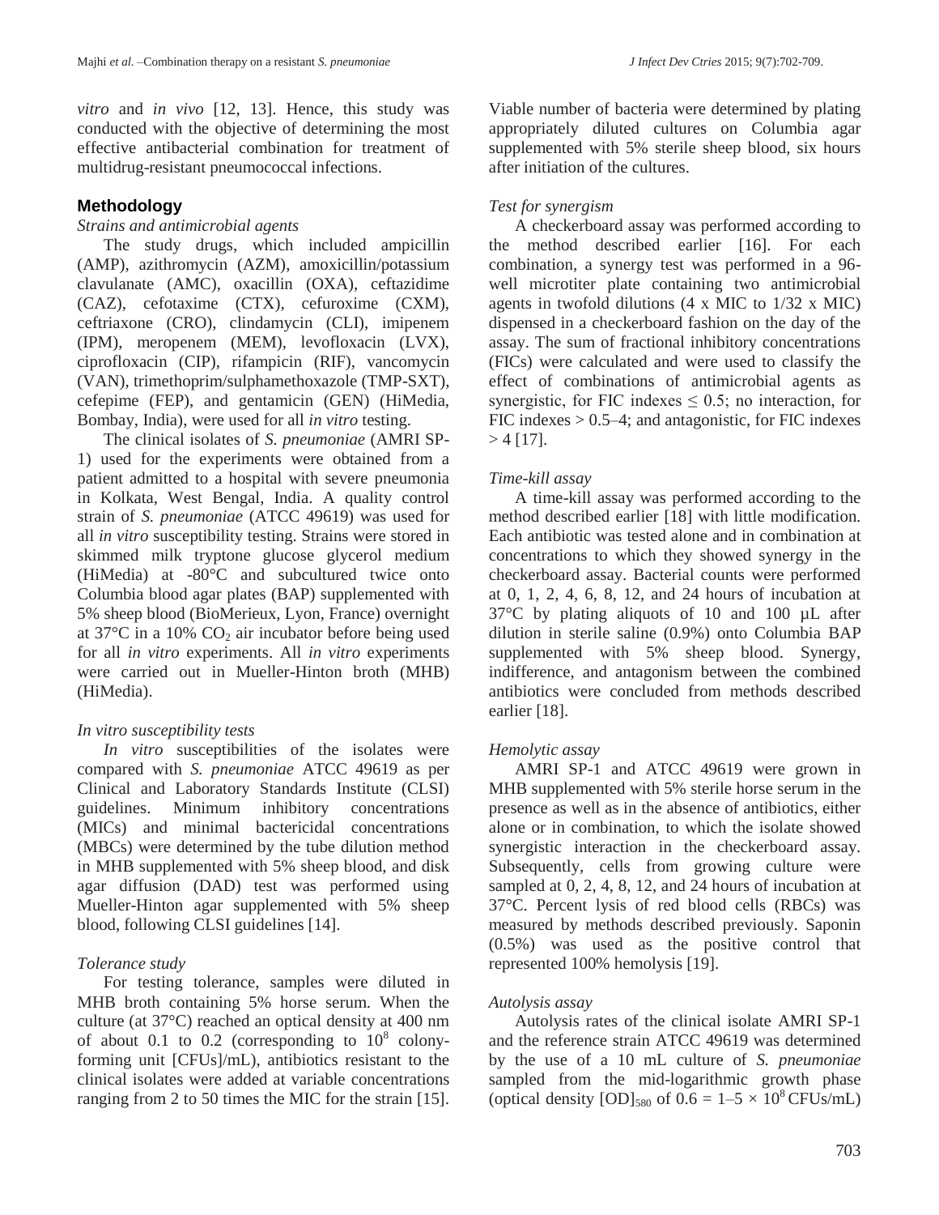*vitro* and *in vivo* [12, 13]. Hence, this study was conducted with the objective of determining the most effective antibacterial combination for treatment of multidrug-resistant pneumococcal infections.

## Methodology

### *Strains and antimicrobial agents*

The study drugs, which included ampicillin (AMP), azithromycin (AZM), amoxicillin/potassium clavulanate (AMC), oxacillin (OXA), ceftazidime (CAZ), cefotaxime (CTX), cefuroxime (CXM), ceftriaxone (CRO), clindamycin (CLI), imipenem (IPM), meropenem (MEM), levofloxacin (LVX), ciprofloxacin (CIP), rifampicin (RIF), vancomycin (VAN), trimethoprim/sulphamethoxazole (TMP-SXT), cefepime (FEP), and gentamicin (GEN) (HiMedia, Bombay, India), were used for all *in vitro* testing.

The clinical isolates of *S. pneumoniae* (AMRI SP-1) used for the experiments were obtained from a patient admitted to a hospital with severe pneumonia in Kolkata, West Bengal, India. A quality control strain of *S. pneumoniae* (ATCC 49619) was used for all *in vitro* susceptibility testing. Strains were stored in skimmed milk tryptone glucose glycerol medium (HiMedia) at -80°C and subcultured twice onto Columbia blood agar plates (BAP) supplemented with 5% sheep blood (BioMerieux, Lyon, France) overnight at 37°C in a 10% $CO_2$ air incubator before being used for all *in vitro* experiments. All *in vitro* experiments were carried out in Mueller-Hinton broth (MHB) (HiMedia).

### *In vitro susceptibility tests*

*In vitro* susceptibilities of the isolates were compared with *S. pneumoniae* ATCC 49619 as per Clinical and Laboratory Standards Institute (CLSI) guidelines. Minimum inhibitory concentrations (MICs) and minimal bactericidal concentrations (MBCs) were determined by the tube dilution method in MHB supplemented with 5% sheep blood, and disk agar diffusion (DAD) test was performed using Mueller-Hinton agar supplemented with 5% sheep blood, following CLSI guidelines [14].

### *Tolerance study*

For testing tolerance, samples were diluted in MHB broth containing 5% horse serum. When the culture (at 37°C) reached an optical density at 400 nm of about 0.1 to 0.2 (corresponding to $10^8$ colony-forming unit [CFUs]/mL), antibiotics resistant to the clinical isolates were added at variable concentrations ranging from 2 to 50 times the MIC for the strain [15]. Viable number of bacteria were determined by plating appropriately diluted cultures on Columbia agar supplemented with 5% sterile sheep blood, six hours after initiation of the cultures.

### *Test for synergism*

A checkerboard assay was performed according to the method described earlier [16]. For each combination, a synergy test was performed in a 96-well microtiter plate containing two antimicrobial agents in twofold dilutions (4 x MIC to 1/32 x MIC) dispensed in a checkerboard fashion on the day of the assay. The sum of fractional inhibitory concentrations (FICs) were calculated and were used to classify the effect of combinations of antimicrobial agents as synergistic, for FIC indexes $\leq 0.5$; no interaction, for FIC indexes > 0.5–4; and antagonistic, for FIC indexes > 4 [17].

### *Time-kill assay*

A time-kill assay was performed according to the method described earlier [18] with little modification. Each antibiotic was tested alone and in combination at concentrations to which they showed synergy in the checkerboard assay. Bacterial counts were performed at 0, 1, 2, 4, 6, 8, 12, and 24 hours of incubation at 37°C by plating aliquots of 10 and 100 µL after dilution in sterile saline (0.9%) onto Columbia BAP supplemented with 5% sheep blood. Synergy, indifference, and antagonism between the combined antibiotics were concluded from methods described earlier [18].

### *Hemolytic assay*

AMRI SP-1 and ATCC 49619 were grown in MHB supplemented with 5% sterile horse serum in the presence as well as in the absence of antibiotics, either alone or in combination, to which the isolate showed synergistic interaction in the checkerboard assay. Subsequently, cells from growing culture were sampled at 0, 2, 4, 8, 12, and 24 hours of incubation at 37°C. Percent lysis of red blood cells (RBCs) was measured by methods described previously. Saponin (0.5%) was used as the positive control that represented 100% hemolysis [19].

### *Autolysis assay*

Autolysis rates of the clinical isolate AMRI SP-1 and the reference strain ATCC 49619 was determined by the use of a 10 mL culture of *S. pneumoniae* sampled from the mid-logarithmic growth phase (optical density $[OD]_{580}$ of $0.6 = 1–5 \times 10^8$ CFUs/mL)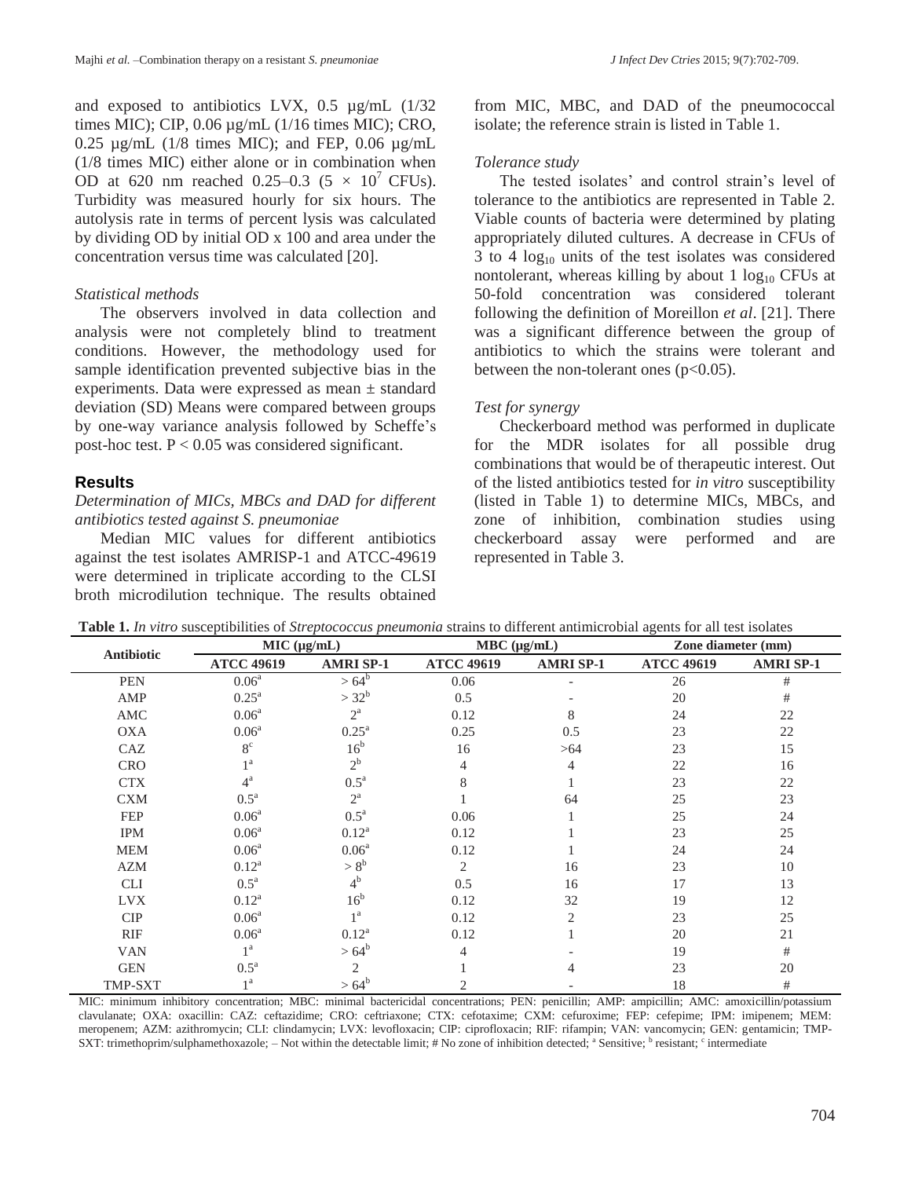and exposed to antibiotics LVX, 0.5 µg/mL (1/32 times MIC); CIP, 0.06 µg/mL (1/16 times MIC); CRO, 0.25 µg/mL (1/8 times MIC); and FEP, 0.06 µg/mL (1/8 times MIC) either alone or in combination when OD at 620 nm reached 0.25–0.3 ($5 \times 10^7$ CFUs). Turbidity was measured hourly for six hours. The autolysis rate in terms of percent lysis was calculated by dividing OD by initial OD x 100 and area under the concentration versus time was calculated [20].

*Statistical methods*

The observers involved in data collection and analysis were not completely blind to treatment conditions. However, the methodology used for sample identification prevented subjective bias in the experiments. Data were expressed as mean ± standard deviation (SD) Means were compared between groups by one-way variance analysis followed by Scheffe's post-hoc test. $P < 0.05$ was considered significant.

## Results

*Determination of MICs, MBCs and DAD for different antibiotics tested against S. pneumoniae*

Median MIC values for different antibiotics against the test isolates AMRISP-1 and ATCC-49619 were determined in triplicate according to the CLSI broth microdilution technique. The results obtained from MIC, MBC, and DAD of the pneumococcal isolate; the reference strain is listed in Table 1.

*Tolerance study*

The tested isolates' and control strain's level of tolerance to the antibiotics are represented in Table 2. Viable counts of bacteria were determined by plating appropriately diluted cultures. A decrease in CFUs of 3 to 4 $\log_{10}$ units of the test isolates was considered nontolerant, whereas killing by about 1 $\log_{10}$ CFUs at 50-fold concentration was considered tolerant following the definition of Moreillon *et al*. [21]. There was a significant difference between the group of antibiotics to which the strains were tolerant and between the non-tolerant ones ($p<0.05$).

*Test for synergy*

Checkerboard method was performed in duplicate for the MDR isolates for all possible drug combinations that would be of therapeutic interest. Out of the listed antibiotics tested for *in vitro* susceptibility (listed in Table 1) to determine MICs, MBCs, and zone of inhibition, combination studies using checkerboard assay were performed and are represented in Table 3.

**Table 1.** *In vitro* susceptibilities of *Streptococcus pneumonia* strains to different antimicrobial agents for all test isolates

| Antibiotic | MIC (µg/mL) | | MBC (µg/mL) | | Zone diameter (mm) | |
|---|---|---|---|---|---|---|
| | ATCC 49619 | AMRI SP-1 | ATCC 49619 | AMRI SP-1 | ATCC 49619 | AMRI SP-1 |
| PEN | 0.06[a] | > 64[b] | 0.06 | - | 26 | # |
| AMP | 0.25[a] | > 32[b] | 0.5 | - | 20 | # |
| AMC | 0.06[a] | 2[a] | 0.12 | 8 | 24 | 22 |
| OXA | 0.06[a] | 0.25[a] | 0.25 | 0.5 | 23 | 22 |
| CAZ | 8[c] | 16[b] | 16 | >64 | 23 | 15 |
| CRO | 1[a] | 2[b] | 4 | 4 | 22 | 16 |
| CTX | 4[a] | 0.5[a] | 8 | 1 | 23 | 22 |
| CXM | 0.5[a] | 2[a] | 1 | 64 | 25 | 23 |
| FEP | 0.06[a] | 0.5[a] | 0.06 | 1 | 25 | 24 |
| IPM | 0.06[a] | 0.12[a] | 0.12 | 1 | 23 | 25 |
| MEM | 0.06[a] | 0.06[a] | 0.12 | 1 | 24 | 24 |
| AZM | 0.12[a] | > 8[b] | 2 | 16 | 23 | 10 |
| CLI | 0.5[a] | 4[b] | 0.5 | 16 | 17 | 13 |
| LVX | 0.12[a] | 16[b] | 0.12 | 32 | 19 | 12 |
| CIP | 0.06[a] | 1[a] | 0.12 | 2 | 23 | 25 |
| RIF | 0.06[a] | 0.12[a] | 0.12 | 1 | 20 | 21 |
| VAN | 1[a] | > 64[b] | 4 | - | 19 | # |
| GEN | 0.5[a] | 2 | 1 | 4 | 23 | 20 |
| TMP-SXT | 1[a] | > 64[b] | 2 | - | 18 | # |

MIC: minimum inhibitory concentration; MBC: minimal bactericidal concentrations; PEN: penicillin; AMP: ampicillin; AMC: amoxicillin/potassium clavulanate; OXA: oxacillin: CAZ: ceftazidime; CRO: ceftriaxone; CTX: cefotaxime; CXM: cefuroxime; FEP: cefepime; IPM: imipenem; MEM: meropenem; AZM: azithromycin; CLI: clindamycin; LVX: levofloxacin; CIP: ciprofloxacin; RIF: rifampin; VAN: vancomycin; GEN: gentamicin; TMP-SXT: trimethoprim/sulphamethoxazole; – Not within the detectable limit; # No zone of inhibition detected; [a] Sensitive; [b] resistant; [c] intermediate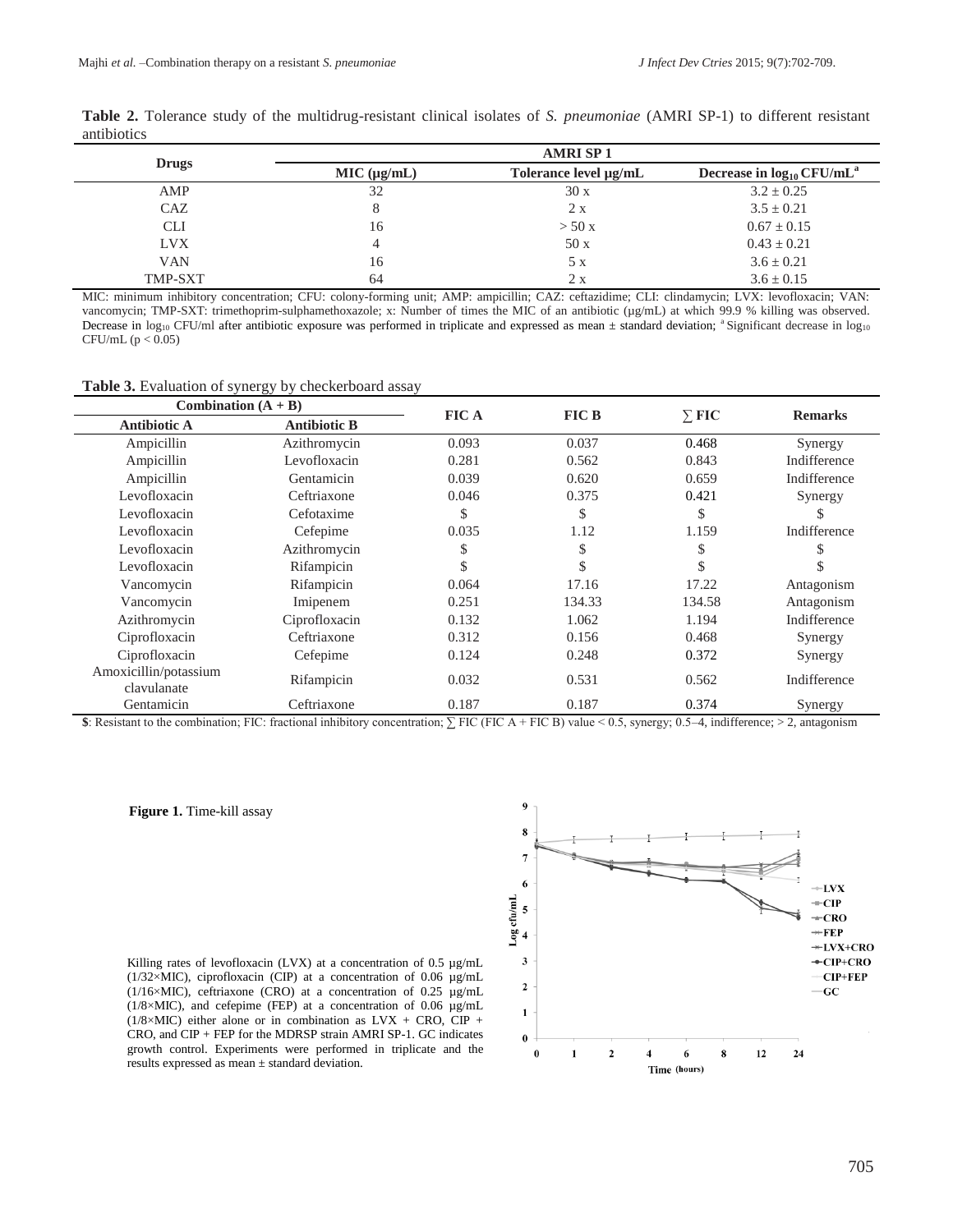**Table 2.** Tolerance study of the multidrug-resistant clinical isolates of *S. pneumoniae* (AMRI SP-1) to different resistant antibiotics

| Drugs | AMRI SP 1 | | |
|---|---|---|---|
| | MIC (μg/mL) | Tolerance level μg/mL | Decrease in $log_{10}$ CFU/mL[a] |
| AMP | 32 | 30 x | 3.2 ± 0.25 |
| CAZ | 8 | 2 x | 3.5 ± 0.21 |
| CLI | 16 | > 50 x | 0.67 ± 0.15 |
| LVX | 4 | 50 x | 0.43 ± 0.21 |
| VAN | 16 | 5 x | 3.6 ± 0.21 |
| TMP-SXT | 64 | 2 x | 3.6 ± 0.15 |

MIC: minimum inhibitory concentration; CFU: colony-forming unit; AMP: ampicillin; CAZ: ceftazidime; CLI: clindamycin; LVX: levofloxacin; VAN: vancomycin; TMP-SXT: trimethoprim-sulphamethoxazole; x: Number of times the MIC of an antibiotic (μg/mL) at which 99.9 % killing was observed. Decrease in $log_{10}$ CFU/ml after antibiotic exposure was performed in triplicate and expressed as mean ± standard deviation; [a] Significant decrease in $log_{10}$ CFU/mL ($p < 0.05$)

**Table 3.** Evaluation of synergy by checkerboard assay

| Combination (A + B) | | FIC A | FIC B | ∑ FIC | Remarks |
|---|---|---|---|---|---|
| Antibiotic A | Antibiotic B | | | | |
| Ampicillin | Azithromycin | 0.093 | 0.037 | 0.468 | Synergy |
| Ampicillin | Levofloxacin | 0.281 | 0.562 | 0.843 | Indifference |
| Ampicillin | Gentamicin | 0.039 | 0.620 | 0.659 | Indifference |
| Levofloxacin | Ceftriaxone | 0.046 | 0.375 | 0.421 | Synergy |
| Levofloxacin | Cefotaxime | $ | $ | $ | $ |
| Levofloxacin | Cefepime | 0.035 | 1.12 | 1.159 | Indifference |
| Levofloxacin | Azithromycin | $ | $ | $ | $ |
| Levofloxacin | Rifampicin | $ | $ | $ | $ |
| Vancomycin | Rifampicin | 0.064 | 17.16 | 17.22 | Antagonism |
| Vancomycin | Imipenem | 0.251 | 134.33 | 134.58 | Antagonism |
| Azithromycin | Ciprofloxacin | 0.132 | 1.062 | 1.194 | Indifference |
| Ciprofloxacin | Ceftriaxone | 0.312 | 0.156 | 0.468 | Synergy |
| Ciprofloxacin | Cefepime | 0.124 | 0.248 | 0.372 | Synergy |
| Amoxicillin/potassium clavulanate | Rifampicin | 0.032 | 0.531 | 0.562 | Indifference |
| Gentamicin | Ceftriaxone | 0.187 | 0.187 | 0.374 | Synergy |

**$**: Resistant to the combination; FIC: fractional inhibitory concentration; ∑ FIC (FIC A + FIC B) value < 0.5, synergy; 0.5–4, indifference; > 2, antagonism

**Figure 1.** Time-kill assay

Killing rates of levofloxacin (LVX) at a concentration of 0.5 μg/mL (1/32×MIC), ciprofloxacin (CIP) at a concentration of 0.06 μg/mL (1/16×MIC), ceftriaxone (CRO) at a concentration of 0.25 μg/mL (1/8×MIC), and cefepime (FEP) at a concentration of 0.06 μg/mL (1/8×MIC) either alone or in combination as LVX + CRO, CIP + CRO, and CIP + FEP for the MDRSP strain AMRI SP-1. GC indicates growth control. Experiments were performed in triplicate and the results expressed as mean ± standard deviation.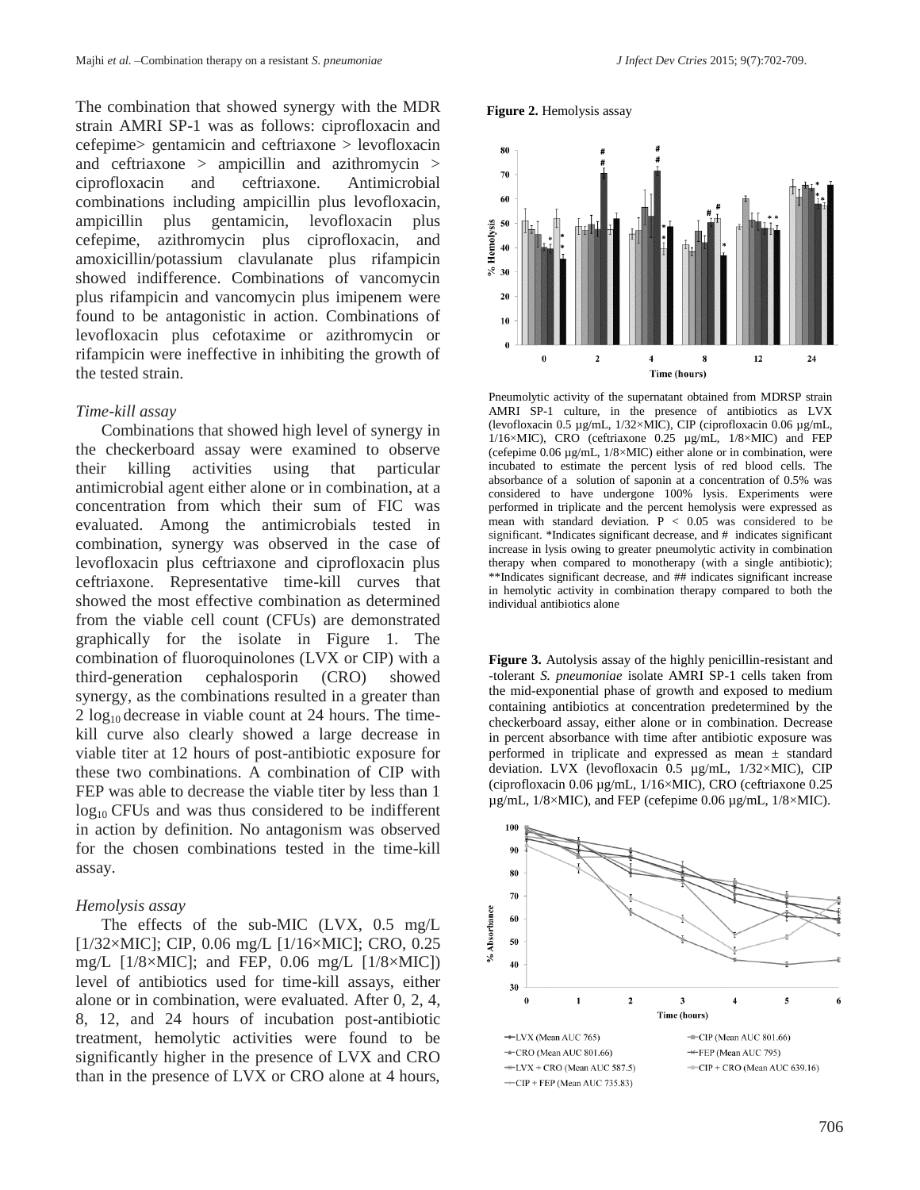The combination that showed synergy with the MDR strain AMRI SP-1 was as follows: ciprofloxacin and cefepime> gentamicin and ceftriaxone > levofloxacin and ceftriaxone > ampicillin and azithromycin > ciprofloxacin and ceftriaxone. Antimicrobial combinations including ampicillin plus levofloxacin, ampicillin plus gentamicin, levofloxacin plus cefepime, azithromycin plus ciprofloxacin, and amoxicillin/potassium clavulanate plus rifampicin showed indifference. Combinations of vancomycin plus rifampicin and vancomycin plus imipenem were found to be antagonistic in action. Combinations of levofloxacin plus cefotaxime or azithromycin or rifampicin were ineffective in inhibiting the growth of the tested strain.

*Time-kill assay*

Combinations that showed high level of synergy in the checkerboard assay were examined to observe their killing activities using that particular antimicrobial agent either alone or in combination, at a concentration from which their sum of FIC was evaluated. Among the antimicrobials tested in combination, synergy was observed in the case of levofloxacin plus ceftriaxone and ciprofloxacin plus ceftriaxone. Representative time-kill curves that showed the most effective combination as determined from the viable cell count (CFUs) are demonstrated graphically for the isolate in Figure 1. The combination of fluoroquinolones (LVX or CIP) with a third-generation cephalosporin (CRO) showed synergy, as the combinations resulted in a greater than 2 $\log_{10}$ decrease in viable count at 24 hours. The time-kill curve also clearly showed a large decrease in viable titer at 12 hours of post-antibiotic exposure for these two combinations. A combination of CIP with FEP was able to decrease the viable titer by less than 1 $\log_{10}$ CFUs and was thus considered to be indifferent in action by definition. No antagonism was observed for the chosen combinations tested in the time-kill assay.

*Hemolysis assay*

The effects of the sub-MIC (LVX, 0.5 mg/L [1/32×MIC]; CIP, 0.06 mg/L [1/16×MIC]; CRO, 0.25 mg/L [1/8×MIC]; and FEP, 0.06 mg/L [1/8×MIC]) level of antibiotics used for time-kill assays, either alone or in combination, were evaluated. After 0, 2, 4, 8, 12, and 24 hours of incubation post-antibiotic treatment, hemolytic activities were found to be significantly higher in the presence of LVX and CRO than in the presence of LVX or CRO alone at 4 hours,

**Figure 2.** Hemolysis assay

Pneumolytic activity of the supernatant obtained from MDRSP strain AMRI SP-1 culture, in the presence of antibiotics as LVX (levofloxacin 0.5 µg/mL, 1/32×MIC), CIP (ciprofloxacin 0.06 µg/mL, 1/16×MIC), CRO (ceftriaxone 0.25 µg/mL, 1/8×MIC) and FEP (cefepime 0.06 µg/mL, 1/8×MIC) either alone or in combination, were incubated to estimate the percent lysis of red blood cells. The absorbance of a solution of saponin at a concentration of 0.5% was considered to have undergone 100% lysis. Experiments were performed in triplicate and the percent hemolysis were expressed as mean with standard deviation. $P < 0.05$ was considered to be significant. *Indicates significant decrease, and # indicates significant increase in lysis owing to greater pneumolytic activity in combination therapy when compared to monotherapy (with a single antibiotic); **Indicates significant decrease, and ## indicates significant increase in hemolytic activity in combination therapy compared to both the individual antibiotics alone

**Figure 3.** Autolysis assay of the highly penicillin-resistant and -tolerant *S. pneumoniae* isolate AMRI SP-1 cells taken from the mid-exponential phase of growth and exposed to medium containing antibiotics at concentration predetermined by the checkerboard assay, either alone or in combination. Decrease in percent absorbance with time after antibiotic exposure was performed in triplicate and expressed as mean ± standard deviation. LVX (levofloxacin 0.5 µg/mL, 1/32×MIC), CIP (ciprofloxacin 0.06 µg/mL, 1/16×MIC), CRO (ceftriaxone 0.25 µg/mL, 1/8×MIC), and FEP (cefepime 0.06 µg/mL, 1/8×MIC).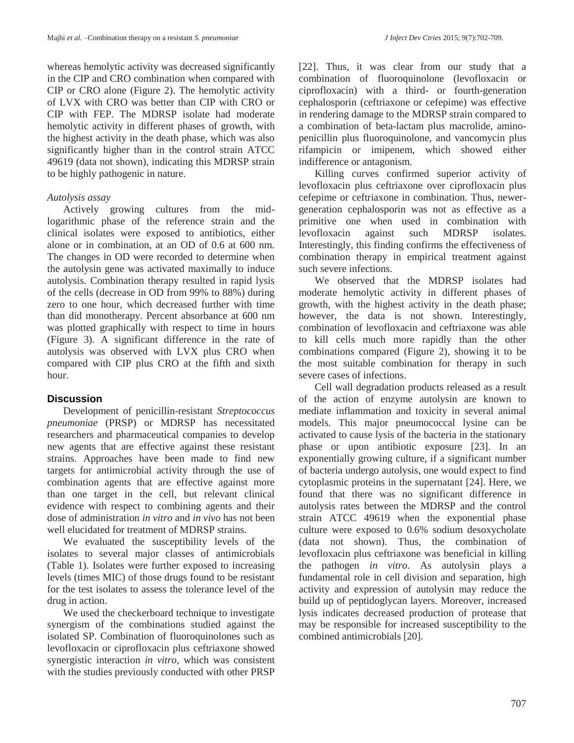whereas hemolytic activity was decreased significantly in the CIP and CRO combination when compared with CIP or CRO alone (Figure 2). The hemolytic activity of LVX with CRO was better than CIP with CRO or CIP with FEP. The MDRSP isolate had moderate hemolytic activity in different phases of growth, with the highest activity in the death phase, which was also significantly higher than in the control strain ATCC 49619 (data not shown), indicating this MDRSP strain to be highly pathogenic in nature.

### *Autolysis assay*

Actively growing cultures from the mid-logarithmic phase of the reference strain and the clinical isolates were exposed to antibiotics, either alone or in combination, at an OD of 0.6 at 600 nm. The changes in OD were recorded to determine when the autolysin gene was activated maximally to induce autolysis. Combination therapy resulted in rapid lysis of the cells (decrease in OD from 99% to 88%) during zero to one hour, which decreased further with time than did monotherapy. Percent absorbance at 600 nm was plotted graphically with respect to time in hours (Figure 3). A significant difference in the rate of autolysis was observed with LVX plus CRO when compared with CIP plus CRO at the fifth and sixth hour.

## Discussion

Development of penicillin-resistant *Streptococcus pneumoniae* (PRSP) or MDRSP has necessitated researchers and pharmaceutical companies to develop new agents that are effective against these resistant strains. Approaches have been made to find new targets for antimicrobial activity through the use of combination agents that are effective against more than one target in the cell, but relevant clinical evidence with respect to combining agents and their dose of administration *in vitro* and *in vivo* has not been well elucidated for treatment of MDRSP strains.

We evaluated the susceptibility levels of the isolates to several major classes of antimicrobials (Table 1). Isolates were further exposed to increasing levels (times MIC) of those drugs found to be resistant for the test isolates to assess the tolerance level of the drug in action.

We used the checkerboard technique to investigate synergism of the combinations studied against the isolated SP. Combination of fluoroquinolones such as levofloxacin or ciprofloxacin plus ceftriaxone showed synergistic interaction *in vitro*, which was consistent with the studies previously conducted with other PRSP [22]. Thus, it was clear from our study that a combination of fluoroquinolone (levofloxacin or ciprofloxacin) with a third- or fourth-generation cephalosporin (ceftriaxone or cefepime) was effective in rendering damage to the MDRSP strain compared to a combination of beta-lactam plus macrolide, amino-penicillin plus fluoroquinolone, and vancomycin plus rifampicin or imipenem, which showed either indifference or antagonism.

Killing curves confirmed superior activity of levofloxacin plus ceftriaxone over ciprofloxacin plus cefepime or ceftriaxone in combination. Thus, newer-generation cephalosporin was not as effective as a primitive one when used in combination with levofloxacin against such MDRSP isolates. Interestingly, this finding confirms the effectiveness of combination therapy in empirical treatment against such severe infections.

We observed that the MDRSP isolates had moderate hemolytic activity in different phases of growth, with the highest activity in the death phase; however, the data is not shown. Interestingly, combination of levofloxacin and ceftriaxone was able to kill cells much more rapidly than the other combinations compared (Figure 2), showing it to be the most suitable combination for therapy in such severe cases of infections.

Cell wall degradation products released as a result of the action of enzyme autolysin are known to mediate inflammation and toxicity in several animal models. This major pneumococcal lysine can be activated to cause lysis of the bacteria in the stationary phase or upon antibiotic exposure [23]. In an exponentially growing culture, if a significant number of bacteria undergo autolysis, one would expect to find cytoplasmic proteins in the supernatant [24]. Here, we found that there was no significant difference in autolysis rates between the MDRSP and the control strain ATCC 49619 when the exponential phase culture were exposed to 0.6% sodium desoxycholate (data not shown). Thus, the combination of levofloxacin plus ceftriaxone was beneficial in killing the pathogen *in vitro*. As autolysin plays a fundamental role in cell division and separation, high activity and expression of autolysin may reduce the build up of peptidoglycan layers. Moreover, increased lysis indicates decreased production of protease that may be responsible for increased susceptibility to the combined antimicrobials [20].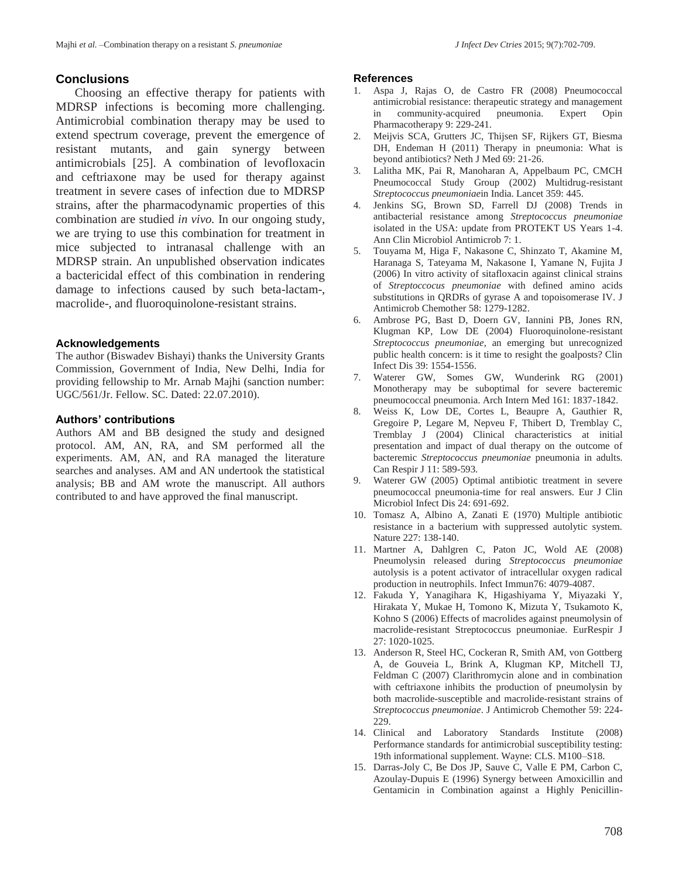## Conclusions

Choosing an effective therapy for patients with MDRSP infections is becoming more challenging. Antimicrobial combination therapy may be used to extend spectrum coverage, prevent the emergence of resistant mutants, and gain synergy between antimicrobials [25]. A combination of levofloxacin and ceftriaxone may be used for therapy against treatment in severe cases of infection due to MDRSP strains, after the pharmacodynamic properties of this combination are studied *in vivo.* In our ongoing study, we are trying to use this combination for treatment in mice subjected to intranasal challenge with an MDRSP strain. An unpublished observation indicates a bactericidal effect of this combination in rendering damage to infections caused by such beta-lactam-, macrolide-, and fluoroquinolone-resistant strains.

### Acknowledgements

The author (Biswadev Bishayi) thanks the University Grants Commission, Government of India, New Delhi, India for providing fellowship to Mr. Arnab Majhi (sanction number: UGC/561/Jr. Fellow. SC. Dated: 22.07.2010).

### Authors' contributions

Authors AM and BB designed the study and designed protocol. AM, AN, RA, and SM performed all the experiments. AM, AN, and RA managed the literature searches and analyses. AM and AN undertook the statistical analysis; BB and AM wrote the manuscript. All authors contributed to and have approved the final manuscript.

## References

1. Aspa J, Rajas O, de Castro FR (2008) Pneumococcal antimicrobial resistance: therapeutic strategy and management in community-acquired pneumonia. Expert Opin Pharmacotherapy 9: 229-241.
2. Meijvis SCA, Grutters JC, Thijsen SF, Rijkers GT, Biesma DH, Endeman H (2011) Therapy in pneumonia: What is beyond antibiotics? Neth J Med 69: 21-26.
3. Lalitha MK, Pai R, Manoharan A, Appelbaum PC, CMCH Pneumococcal Study Group (2002) Multidrug-resistant *Streptococcus pneumoniae*in India. Lancet 359: 445.
4. Jenkins SG, Brown SD, Farrell DJ (2008) Trends in antibacterial resistance among *Streptococcus pneumoniae* isolated in the USA: update from PROTEKT US Years 1-4. Ann Clin Microbiol Antimicrob 7: 1.
5. Touyama M, Higa F, Nakasone C, Shinzato T, Akamine M, Haranaga S, Tateyama M, Nakasone I, Yamane N, Fujita J (2006) In vitro activity of sitafloxacin against clinical strains of *Streptoccocus pneumoniae* with defined amino acids substitutions in QRDRs of gyrase A and topoisomerase IV. J Antimicrob Chemother 58: 1279-1282.
6. Ambrose PG, Bast D, Doern GV, Iannini PB, Jones RN, Klugman KP, Low DE (2004) Fluoroquinolone-resistant *Streptococcus pneumoniae*, an emerging but unrecognized public health concern: is it time to resight the goalposts? Clin Infect Dis 39: 1554-1556.
7. Waterer GW, Somes GW, Wunderink RG (2001) Monotherapy may be suboptimal for severe bacteremic pneumococcal pneumonia. Arch Intern Med 161: 1837-1842.
8. Weiss K, Low DE, Cortes L, Beaupre A, Gauthier R, Gregoire P, Legare M, Nepveu F, Thibert D, Tremblay C, Tremblay J (2004) Clinical characteristics at initial presentation and impact of dual therapy on the outcome of bacteremic *Streptococcus pneumoniae* pneumonia in adults. Can Respir J 11: 589-593.
9. Waterer GW (2005) Optimal antibiotic treatment in severe pneumococcal pneumonia-time for real answers. Eur J Clin Microbiol Infect Dis 24: 691-692.
10. Tomasz A, Albino A, Zanati E (1970) Multiple antibiotic resistance in a bacterium with suppressed autolytic system. Nature 227: 138-140.
11. Martner A, Dahlgren C, Paton JC, Wold AE (2008) Pneumolysin released during *Streptococcus pneumoniae* autolysis is a potent activator of intracellular oxygen radical production in neutrophils. Infect Immun76: 4079-4087.
12. Fakuda Y, Yanagihara K, Higashiyama Y, Miyazaki Y, Hirakata Y, Mukae H, Tomono K, Mizuta Y, Tsukamoto K, Kohno S (2006) Effects of macrolides against pneumolysin of macrolide-resistant Streptococcus pneumoniae. EurRespir J 27: 1020-1025.
13. Anderson R, Steel HC, Cockeran R, Smith AM, von Gottberg A, de Gouveia L, Brink A, Klugman KP, Mitchell TJ, Feldman C (2007) Clarithromycin alone and in combination with ceftriaxone inhibits the production of pneumolysin by both macrolide-susceptible and macrolide-resistant strains of *Streptococcus pneumoniae*. J Antimicrob Chemother 59: 224-229.
14. Clinical and Laboratory Standards Institute (2008) Performance standards for antimicrobial susceptibility testing: 19th informational supplement. Wayne: CLS. M100–S18.
15. Darras-Joly C, Be Dos JP, Sauve C, Valle E PM, Carbon C, Azoulay-Dupuis E (1996) Synergy between Amoxicillin and Gentamicin in Combination against a Highly Penicillin-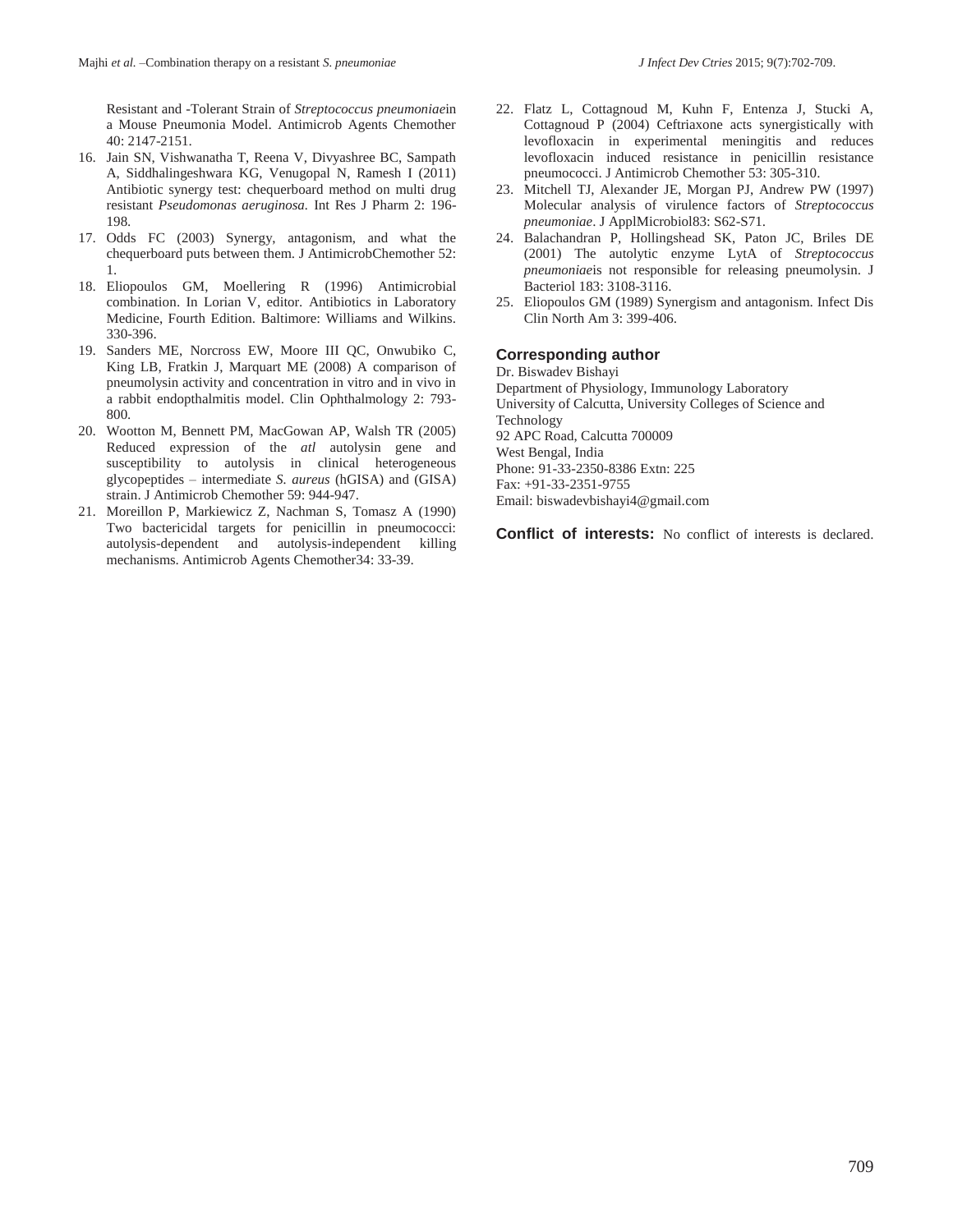Resistant and -Tolerant Strain of *Streptococcus pneumoniae*in a Mouse Pneumonia Model. Antimicrob Agents Chemother 40: 2147-2151.

16. Jain SN, Vishwanatha T, Reena V, Divyashree BC, Sampath A, Siddhalingeshwara KG, Venugopal N, Ramesh I (2011) Antibiotic synergy test: chequerboard method on multi drug resistant *Pseudomonas aeruginosa*. Int Res J Pharm 2: 196-198.
17. Odds FC (2003) Synergy, antagonism, and what the chequerboard puts between them. J AntimicrobChemother 52: 1.
18. Eliopoulos GM, Moellering R (1996) Antimicrobial combination. In Lorian V, editor. Antibiotics in Laboratory Medicine, Fourth Edition. Baltimore: Williams and Wilkins. 330-396.
19. Sanders ME, Norcross EW, Moore III QC, Onwubiko C, King LB, Fratkin J, Marquart ME (2008) A comparison of pneumolysin activity and concentration in vitro and in vivo in a rabbit endopthalmitis model. Clin Ophthalmology 2: 793-800.
20. Wootton M, Bennett PM, MacGowan AP, Walsh TR (2005) Reduced expression of the *atl* autolysin gene and susceptibility to autolysis in clinical heterogeneous glycopeptides – intermediate *S. aureus* (hGISA) and (GISA) strain. J Antimicrob Chemother 59: 944-947.
21. Moreillon P, Markiewicz Z, Nachman S, Tomasz A (1990) Two bactericidal targets for penicillin in pneumococci: autolysis-dependent and autolysis-independent killing mechanisms. Antimicrob Agents Chemother34: 33-39.
22. Flatz L, Cottagnoud M, Kuhn F, Entenza J, Stucki A, Cottagnoud P (2004) Ceftriaxone acts synergistically with levofloxacin in experimental meningitis and reduces levofloxacin induced resistance in penicillin resistance pneumococci. J Antimicrob Chemother 53: 305-310.
23. Mitchell TJ, Alexander JE, Morgan PJ, Andrew PW (1997) Molecular analysis of virulence factors of *Streptococcus pneumoniae*. J ApplMicrobiol83: S62-S71.
24. Balachandran P, Hollingshead SK, Paton JC, Briles DE (2001) The autolytic enzyme LytA of *Streptococcus pneumoniae*is not responsible for releasing pneumolysin. J Bacteriol 183: 3108-3116.
25. Eliopoulos GM (1989) Synergism and antagonism. Infect Dis Clin North Am 3: 399-406.

### Corresponding author

Dr. Biswadev Bishayi
Department of Physiology, Immunology Laboratory
University of Calcutta, University Colleges of Science and Technology
92 APC Road, Calcutta 700009
West Bengal, India
Phone: 91-33-2350-8386 Extn: 225
Fax: +91-33-2351-9755
Email: biswadevbishayi4@gmail.com

**Conflict of interests:** No conflict of interests is declared.